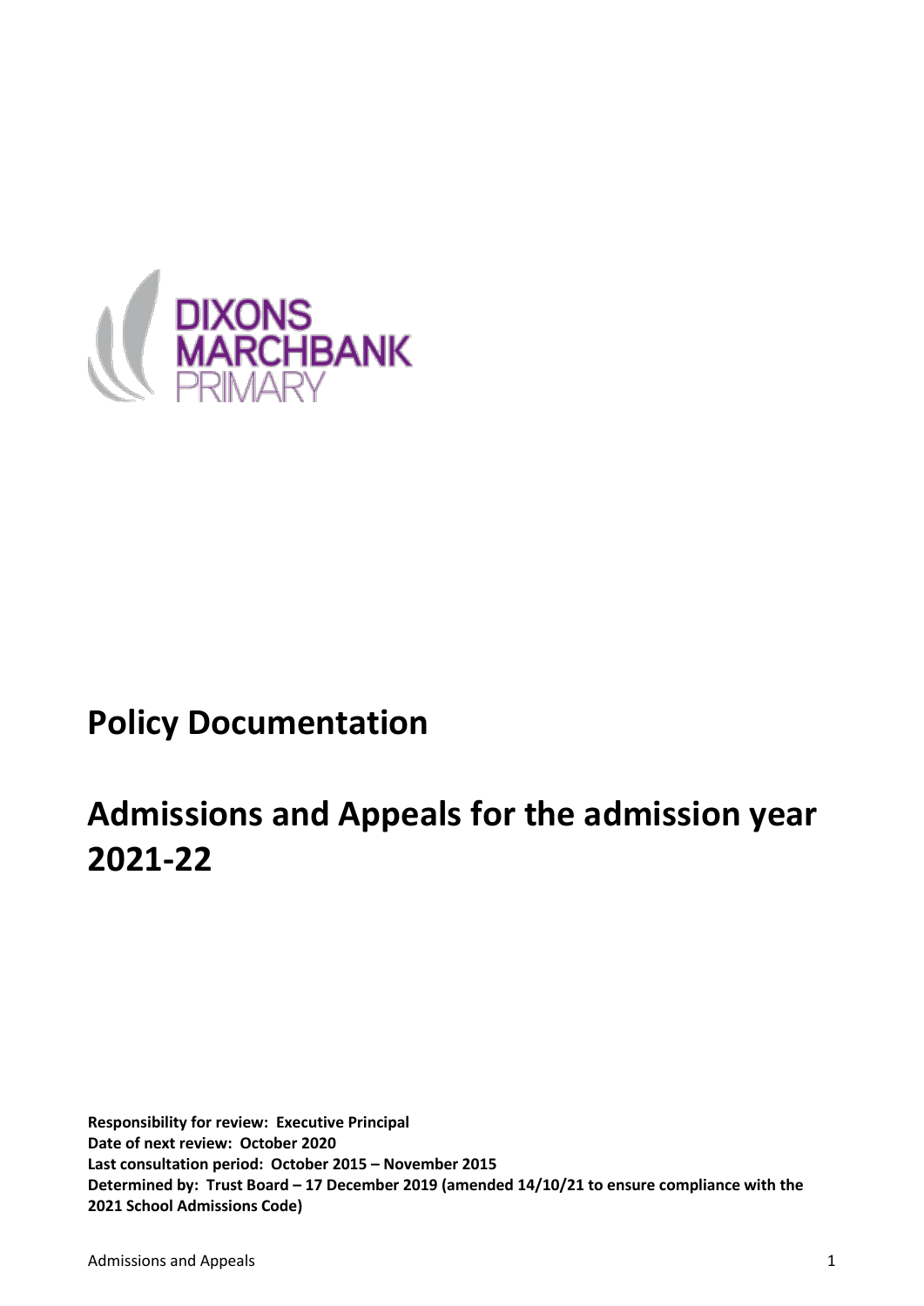DIXONS MARCHBANK PRIMARY

# Policy Documentation

# Admissions and Appeals for the admission year 2021-22

**Responsibility for review: Executive Principal**
**Date of next review: October 2020**
**Last consultation period: October 2015 – November 2015**
**Determined by: Trust Board – 17 December 2019 (amended 14/10/21 to ensure compliance with the 2021 School Admissions Code)**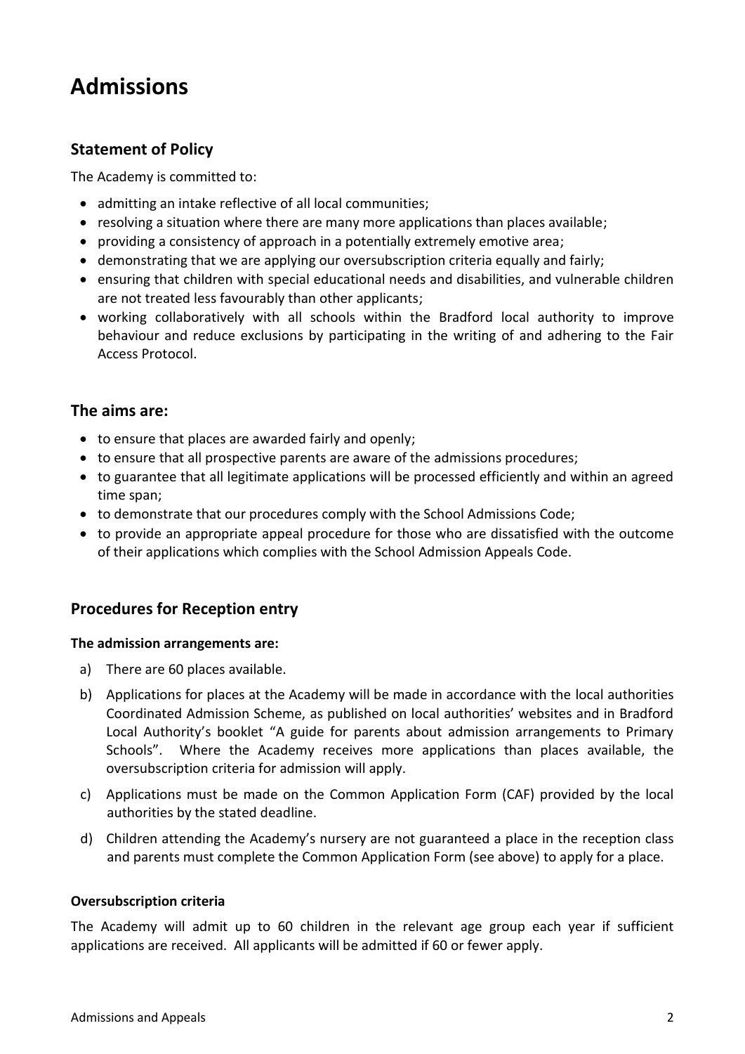# Admissions

## Statement of Policy

The Academy is committed to:

- admitting an intake reflective of all local communities;
- resolving a situation where there are many more applications than places available;
- providing a consistency of approach in a potentially extremely emotive area;
- demonstrating that we are applying our oversubscription criteria equally and fairly;
- ensuring that children with special educational needs and disabilities, and vulnerable children are not treated less favourably than other applicants;
- working collaboratively with all schools within the Bradford local authority to improve behaviour and reduce exclusions by participating in the writing of and adhering to the Fair Access Protocol.

## The aims are:

- to ensure that places are awarded fairly and openly;
- to ensure that all prospective parents are aware of the admissions procedures;
- to guarantee that all legitimate applications will be processed efficiently and within an agreed time span;
- to demonstrate that our procedures comply with the School Admissions Code;
- to provide an appropriate appeal procedure for those who are dissatisfied with the outcome of their applications which complies with the School Admission Appeals Code.

## Procedures for Reception entry

**The admission arrangements are:**

a) There are 60 places available.

b) Applications for places at the Academy will be made in accordance with the local authorities Coordinated Admission Scheme, as published on local authorities' websites and in Bradford Local Authority's booklet "A guide for parents about admission arrangements to Primary Schools". Where the Academy receives more applications than places available, the oversubscription criteria for admission will apply.

c) Applications must be made on the Common Application Form (CAF) provided by the local authorities by the stated deadline.

d) Children attending the Academy's nursery are not guaranteed a place in the reception class and parents must complete the Common Application Form (see above) to apply for a place.

**Oversubscription criteria**

The Academy will admit up to 60 children in the relevant age group each year if sufficient applications are received. All applicants will be admitted if 60 or fewer apply.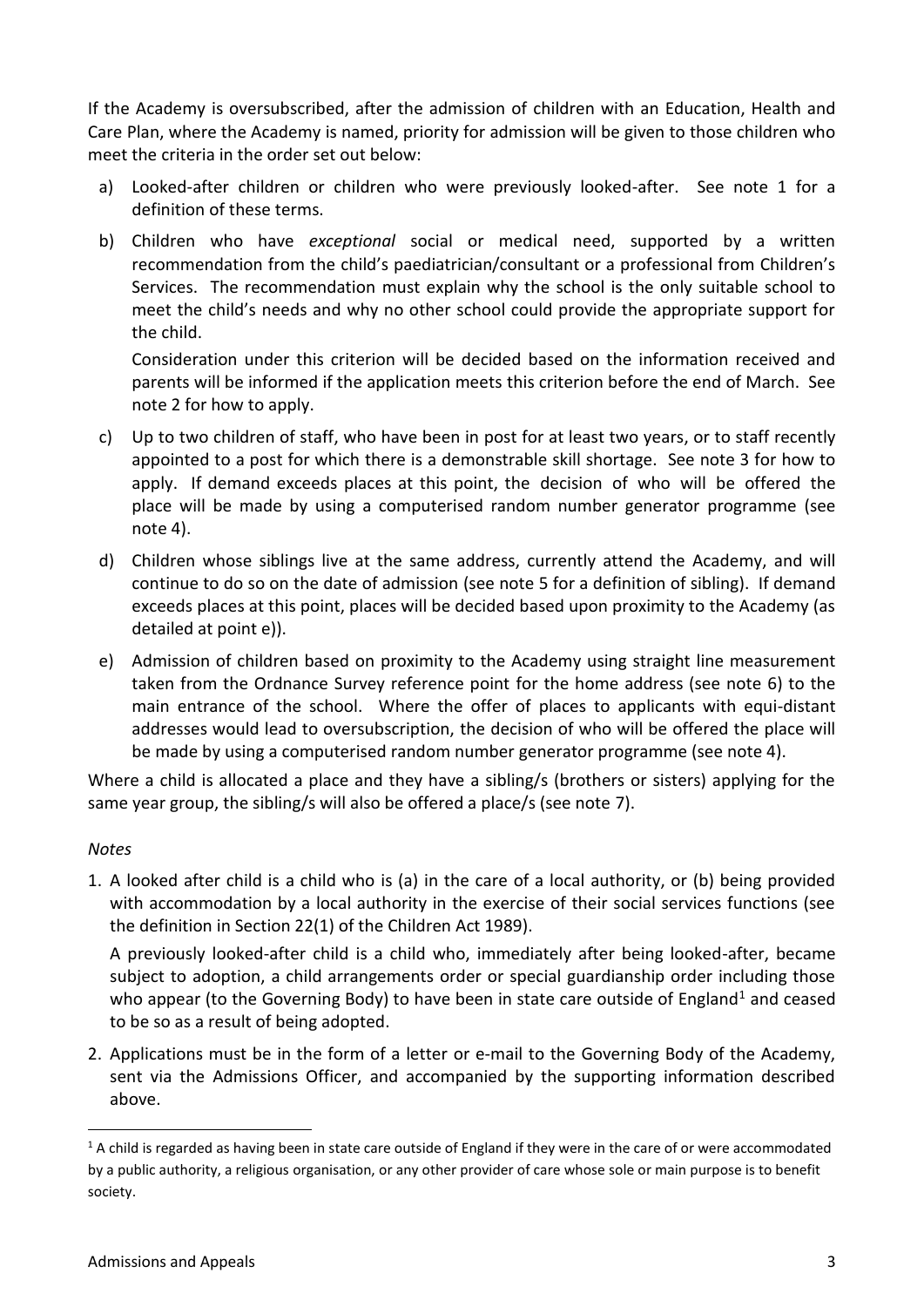If the Academy is oversubscribed, after the admission of children with an Education, Health and Care Plan, where the Academy is named, priority for admission will be given to those children who meet the criteria in the order set out below:

a) Looked-after children or children who were previously looked-after. See note 1 for a definition of these terms.

b) Children who have *exceptional* social or medical need, supported by a written recommendation from the child's paediatrician/consultant or a professional from Children's Services. The recommendation must explain why the school is the only suitable school to meet the child's needs and why no other school could provide the appropriate support for the child.

   Consideration under this criterion will be decided based on the information received and parents will be informed if the application meets this criterion before the end of March. See note 2 for how to apply.

c) Up to two children of staff, who have been in post for at least two years, or to staff recently appointed to a post for which there is a demonstrable skill shortage. See note 3 for how to apply. If demand exceeds places at this point, the decision of who will be offered the place will be made by using a computerised random number generator programme (see note 4).

d) Children whose siblings live at the same address, currently attend the Academy, and will continue to do so on the date of admission (see note 5 for a definition of sibling). If demand exceeds places at this point, places will be decided based upon proximity to the Academy (as detailed at point e)).

e) Admission of children based on proximity to the Academy using straight line measurement taken from the Ordnance Survey reference point for the home address (see note 6) to the main entrance of the school. Where the offer of places to applicants with equi-distant addresses would lead to oversubscription, the decision of who will be offered the place will be made by using a computerised random number generator programme (see note 4).

Where a child is allocated a place and they have a sibling/s (brothers or sisters) applying for the same year group, the sibling/s will also be offered a place/s (see note 7).

*Notes*

1. A looked after child is a child who is (a) in the care of a local authority, or (b) being provided with accommodation by a local authority in the exercise of their social services functions (see the definition in Section 22(1) of the Children Act 1989).

   A previously looked-after child is a child who, immediately after being looked-after, became subject to adoption, a child arrangements order or special guardianship order including those who appear (to the Governing Body) to have been in state care outside of England[1] and ceased to be so as a result of being adopted.

2. Applications must be in the form of a letter or e-mail to the Governing Body of the Academy, sent via the Admissions Officer, and accompanied by the supporting information described above.

[1] A child is regarded as having been in state care outside of England if they were in the care of or were accommodated by a public authority, a religious organisation, or any other provider of care whose sole or main purpose is to benefit society.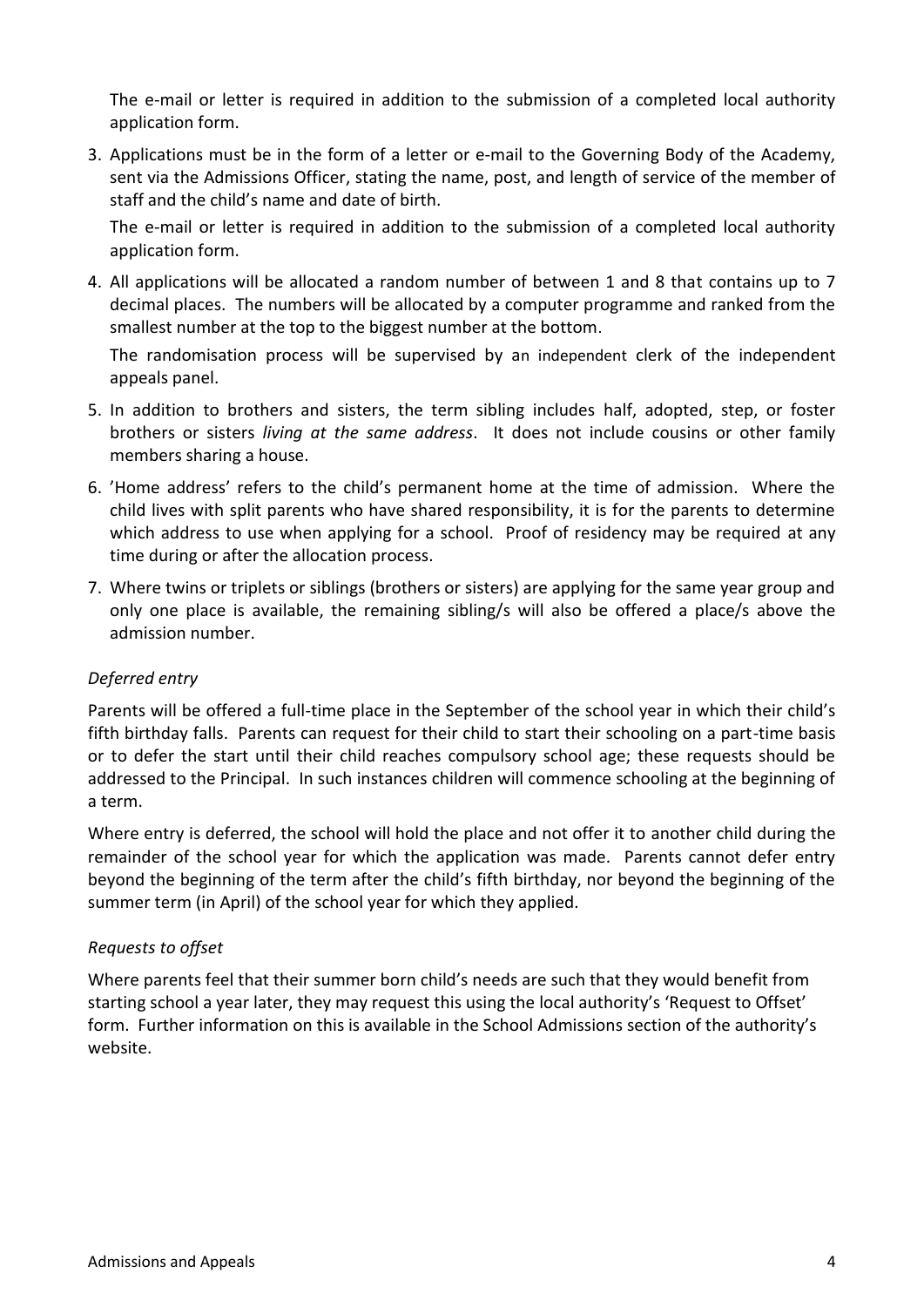The e-mail or letter is required in addition to the submission of a completed local authority application form.

3. Applications must be in the form of a letter or e-mail to the Governing Body of the Academy, sent via the Admissions Officer, stating the name, post, and length of service of the member of staff and the child's name and date of birth.

   The e-mail or letter is required in addition to the submission of a completed local authority application form.

4. All applications will be allocated a random number of between 1 and 8 that contains up to 7 decimal places. The numbers will be allocated by a computer programme and ranked from the smallest number at the top to the biggest number at the bottom.

   The randomisation process will be supervised by an independent clerk of the independent appeals panel.

5. In addition to brothers and sisters, the term sibling includes half, adopted, step, or foster brothers or sisters *living at the same address*. It does not include cousins or other family members sharing a house.

6. 'Home address' refers to the child's permanent home at the time of admission. Where the child lives with split parents who have shared responsibility, it is for the parents to determine which address to use when applying for a school. Proof of residency may be required at any time during or after the allocation process.

7. Where twins or triplets or siblings (brothers or sisters) are applying for the same year group and only one place is available, the remaining sibling/s will also be offered a place/s above the admission number.

### *Deferred entry*

Parents will be offered a full-time place in the September of the school year in which their child's fifth birthday falls. Parents can request for their child to start their schooling on a part-time basis or to defer the start until their child reaches compulsory school age; these requests should be addressed to the Principal. In such instances children will commence schooling at the beginning of a term.

Where entry is deferred, the school will hold the place and not offer it to another child during the remainder of the school year for which the application was made. Parents cannot defer entry beyond the beginning of the term after the child's fifth birthday, nor beyond the beginning of the summer term (in April) of the school year for which they applied.

### *Requests to offset*

Where parents feel that their summer born child's needs are such that they would benefit from starting school a year later, they may request this using the local authority's 'Request to Offset' form. Further information on this is available in the School Admissions section of the authority's website.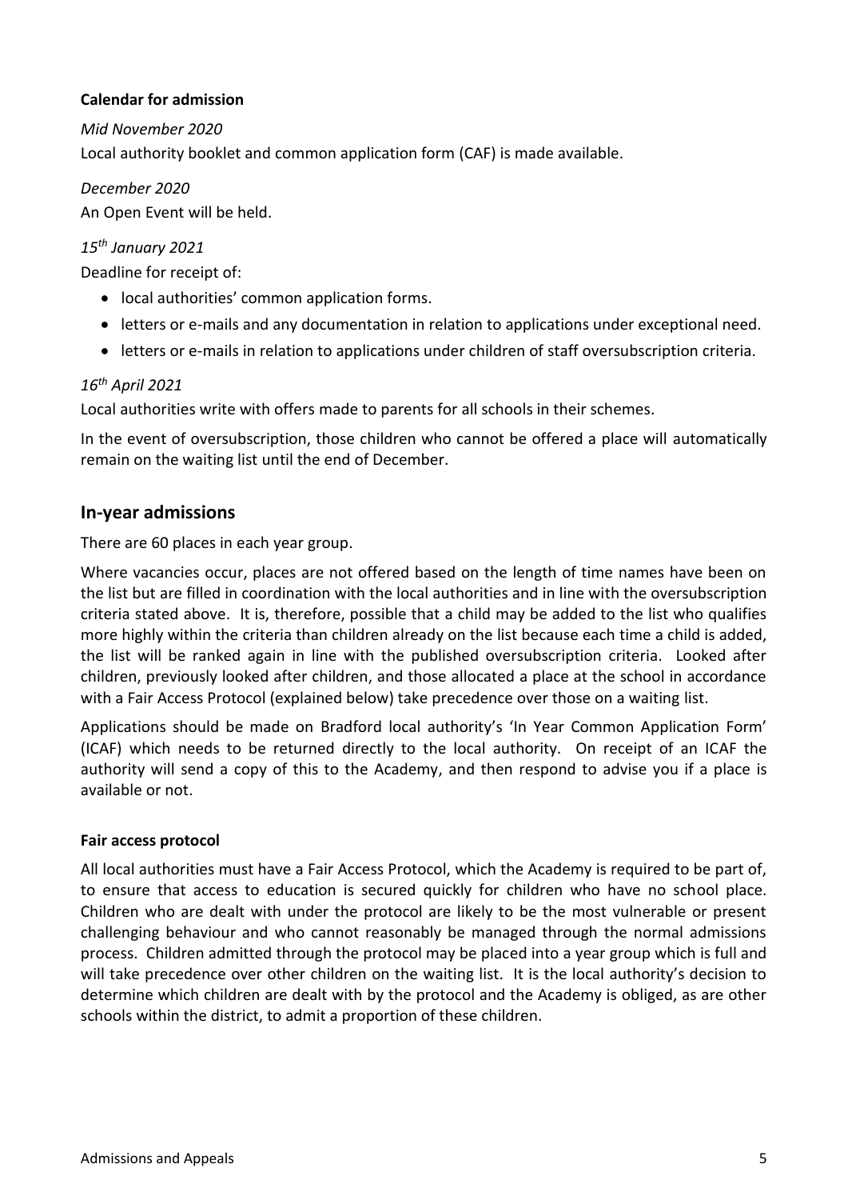**Calendar for admission**

*Mid November 2020*

Local authority booklet and common application form (CAF) is made available.

*December 2020*

An Open Event will be held.

*15th January 2021*

Deadline for receipt of:

- local authorities' common application forms.
- letters or e-mails and any documentation in relation to applications under exceptional need.
- letters or e-mails in relation to applications under children of staff oversubscription criteria.

*16th April 2021*

Local authorities write with offers made to parents for all schools in their schemes.

In the event of oversubscription, those children who cannot be offered a place will automatically remain on the waiting list until the end of December.

## In-year admissions

There are 60 places in each year group.

Where vacancies occur, places are not offered based on the length of time names have been on the list but are filled in coordination with the local authorities and in line with the oversubscription criteria stated above. It is, therefore, possible that a child may be added to the list who qualifies more highly within the criteria than children already on the list because each time a child is added, the list will be ranked again in line with the published oversubscription criteria. Looked after children, previously looked after children, and those allocated a place at the school in accordance with a Fair Access Protocol (explained below) take precedence over those on a waiting list.

Applications should be made on Bradford local authority's 'In Year Common Application Form' (ICAF) which needs to be returned directly to the local authority. On receipt of an ICAF the authority will send a copy of this to the Academy, and then respond to advise you if a place is available or not.

**Fair access protocol**

All local authorities must have a Fair Access Protocol, which the Academy is required to be part of, to ensure that access to education is secured quickly for children who have no school place. Children who are dealt with under the protocol are likely to be the most vulnerable or present challenging behaviour and who cannot reasonably be managed through the normal admissions process. Children admitted through the protocol may be placed into a year group which is full and will take precedence over other children on the waiting list. It is the local authority's decision to determine which children are dealt with by the protocol and the Academy is obliged, as are other schools within the district, to admit a proportion of these children.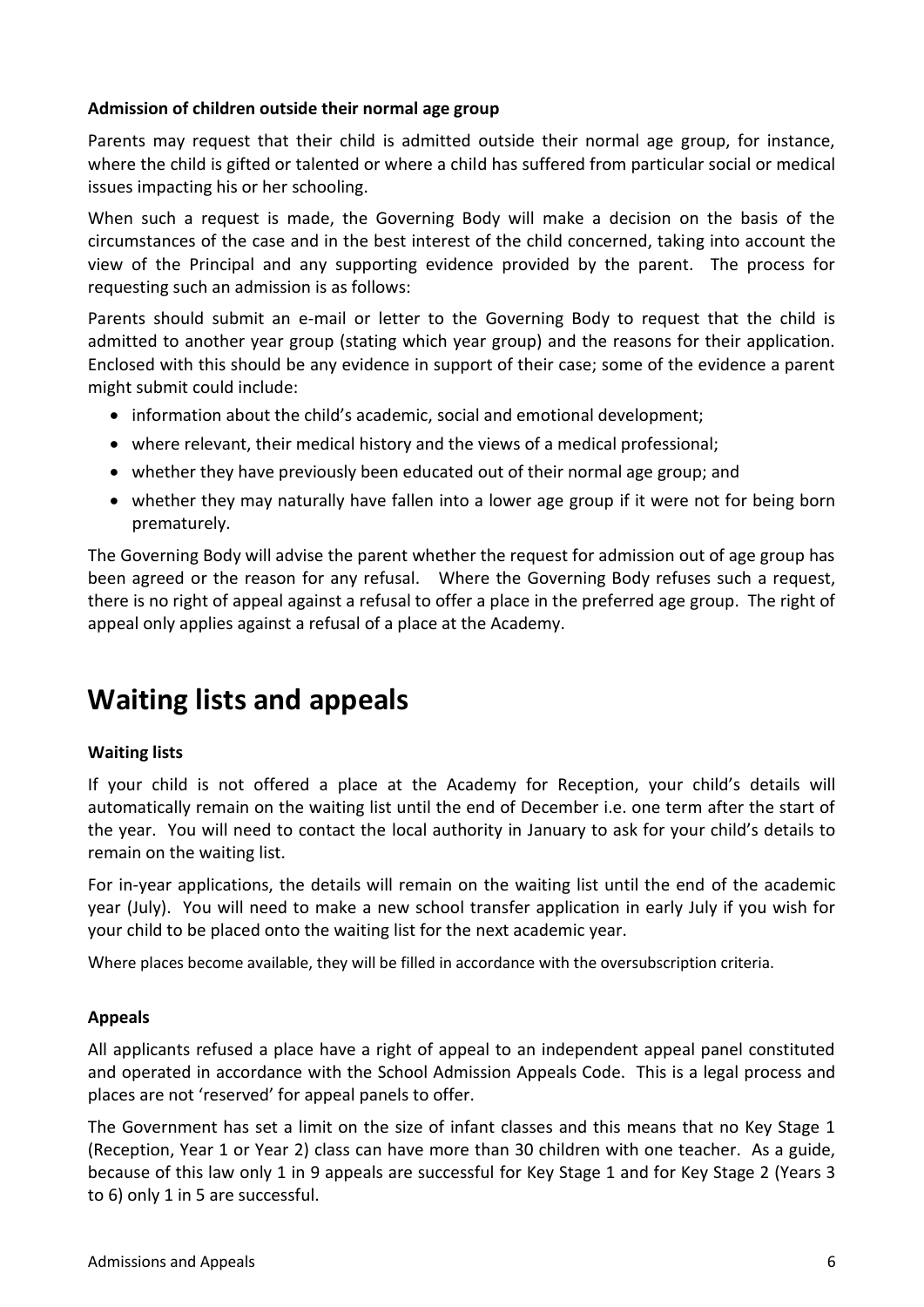**Admission of children outside their normal age group**

Parents may request that their child is admitted outside their normal age group, for instance, where the child is gifted or talented or where a child has suffered from particular social or medical issues impacting his or her schooling.

When such a request is made, the Governing Body will make a decision on the basis of the circumstances of the case and in the best interest of the child concerned, taking into account the view of the Principal and any supporting evidence provided by the parent. The process for requesting such an admission is as follows:

Parents should submit an e-mail or letter to the Governing Body to request that the child is admitted to another year group (stating which year group) and the reasons for their application. Enclosed with this should be any evidence in support of their case; some of the evidence a parent might submit could include:

- information about the child's academic, social and emotional development;
- where relevant, their medical history and the views of a medical professional;
- whether they have previously been educated out of their normal age group; and
- whether they may naturally have fallen into a lower age group if it were not for being born prematurely.

The Governing Body will advise the parent whether the request for admission out of age group has been agreed or the reason for any refusal. Where the Governing Body refuses such a request, there is no right of appeal against a refusal to offer a place in the preferred age group. The right of appeal only applies against a refusal of a place at the Academy.

# Waiting lists and appeals

**Waiting lists**

If your child is not offered a place at the Academy for Reception, your child's details will automatically remain on the waiting list until the end of December i.e. one term after the start of the year. You will need to contact the local authority in January to ask for your child's details to remain on the waiting list.

For in-year applications, the details will remain on the waiting list until the end of the academic year (July). You will need to make a new school transfer application in early July if you wish for your child to be placed onto the waiting list for the next academic year.

Where places become available, they will be filled in accordance with the oversubscription criteria.

**Appeals**

All applicants refused a place have a right of appeal to an independent appeal panel constituted and operated in accordance with the School Admission Appeals Code. This is a legal process and places are not 'reserved' for appeal panels to offer.

The Government has set a limit on the size of infant classes and this means that no Key Stage 1 (Reception, Year 1 or Year 2) class can have more than 30 children with one teacher. As a guide, because of this law only 1 in 9 appeals are successful for Key Stage 1 and for Key Stage 2 (Years 3 to 6) only 1 in 5 are successful.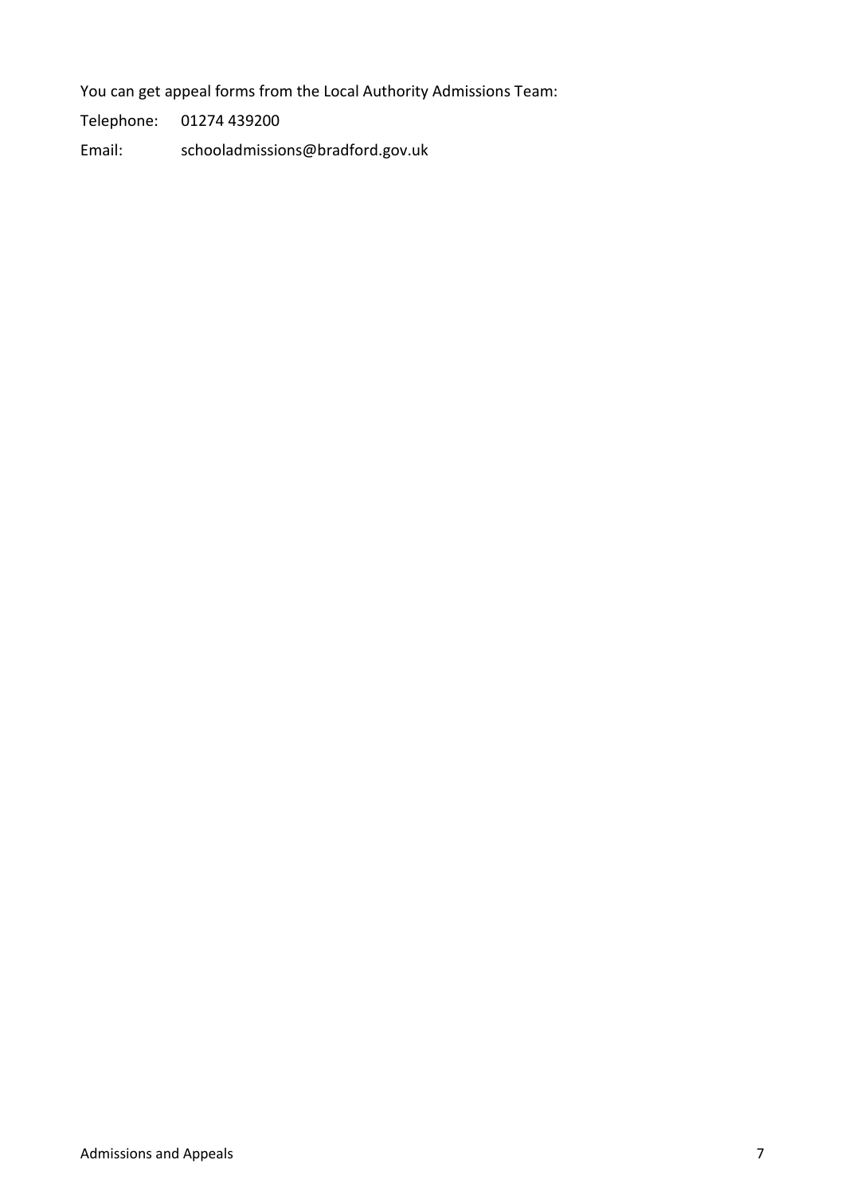You can get appeal forms from the Local Authority Admissions Team:

Telephone: 01274 439200

Email: schooladmissions@bradford.gov.uk